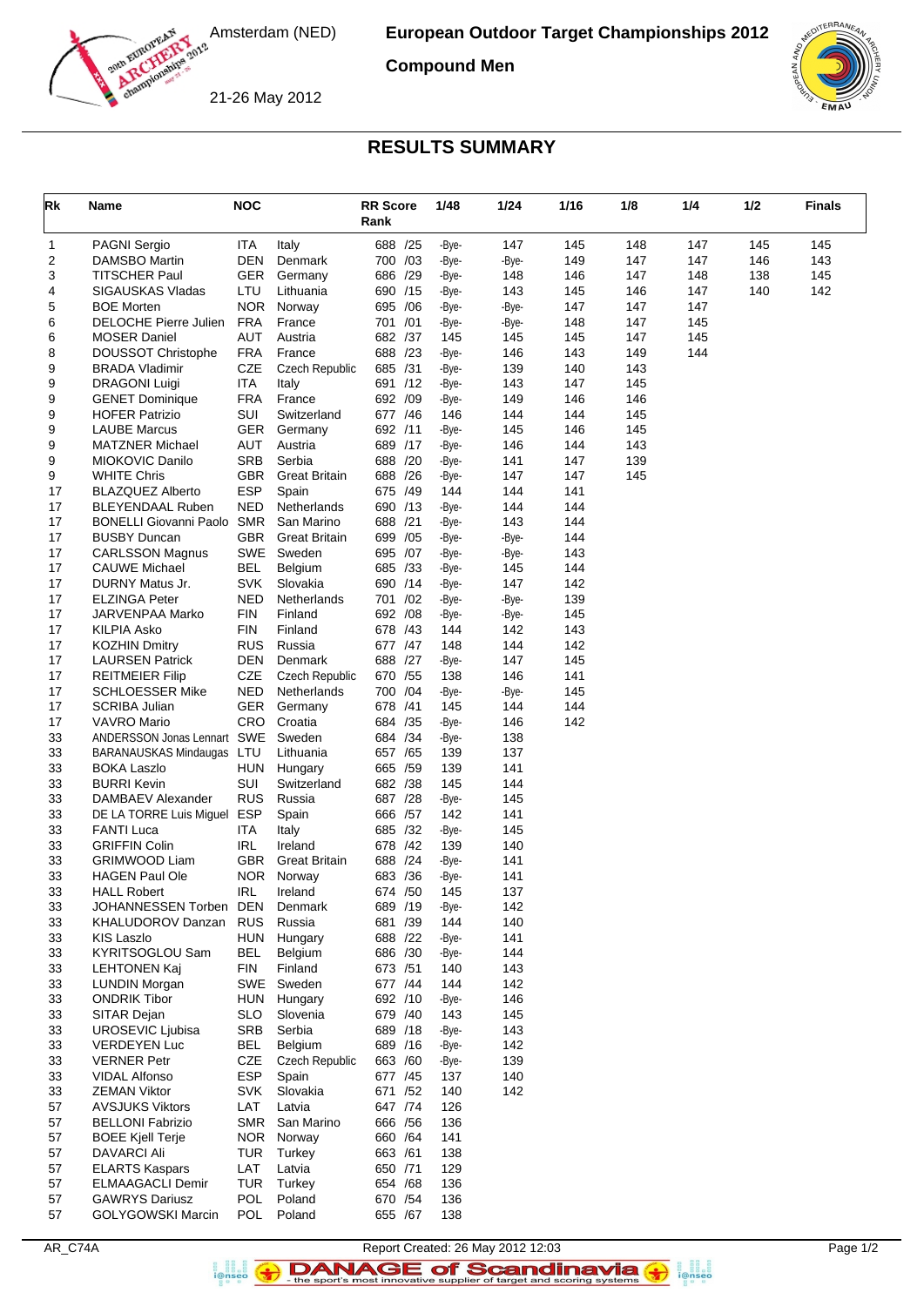Amsterdam (NED)

21-26 May 2012

# European Outdoor Target Championships 2012

## Compound Men

## RESULTS SUMMARY

| Rk | Name | NOC | | RR Score Rank | 1/48 | 1/24 | 1/16 | 1/8 | 1/4 | 1/2 | Finals |
|---|---|---|---|---|---|---|---|---|---|---|---|
| 1 | PAGNI Sergio | ITA | Italy | 688 /25 | -Bye- | 147 | 145 | 148 | 147 | 145 | 145 |
| 2 | DAMSBO Martin | DEN | Denmark | 700 /03 | -Bye- | -Bye- | 149 | 147 | 147 | 146 | 143 |
| 3 | TITSCHER Paul | GER | Germany | 686 /29 | -Bye- | 148 | 146 | 147 | 148 | 138 | 145 |
| 4 | SIGAUSKAS Vladas | LTU | Lithuania | 690 /15 | -Bye- | 143 | 145 | 146 | 147 | 140 | 142 |
| 5 | BOE Morten | NOR | Norway | 695 /06 | -Bye- | -Bye- | 147 | 147 | 147 | | |
| 6 | DELOCHE Pierre Julien | FRA | France | 701 /01 | -Bye- | -Bye- | 148 | 147 | 145 | | |
| 6 | MOSER Daniel | AUT | Austria | 682 /37 | 145 | 145 | 145 | 147 | 145 | | |
| 8 | DOUSSOT Christophe | FRA | France | 688 /23 | -Bye- | 146 | 143 | 149 | 144 | | |
| 9 | BRADA Vladimir | CZE | Czech Republic | 685 /31 | -Bye- | 139 | 140 | 143 | | | |
| 9 | DRAGONI Luigi | ITA | Italy | 691 /12 | -Bye- | 143 | 147 | 145 | | | |
| 9 | GENET Dominique | FRA | France | 692 /09 | -Bye- | 149 | 146 | 146 | | | |
| 9 | HOFER Patrizio | SUI | Switzerland | 677 /46 | 146 | 144 | 144 | 145 | | | |
| 9 | LAUBE Marcus | GER | Germany | 692 /11 | -Bye- | 145 | 146 | 145 | | | |
| 9 | MATZNER Michael | AUT | Austria | 689 /17 | -Bye- | 146 | 144 | 143 | | | |
| 9 | MIOKOVIC Danilo | SRB | Serbia | 688 /20 | -Bye- | 141 | 147 | 139 | | | |
| 9 | WHITE Chris | GBR | Great Britain | 688 /26 | -Bye- | 147 | 147 | 145 | | | |
| 17 | BLAZQUEZ Alberto | ESP | Spain | 675 /49 | 144 | 144 | 141 | | | | |
| 17 | BLEYENDAAL Ruben | NED | Netherlands | 690 /13 | -Bye- | 144 | 144 | | | | |
| 17 | BONELLI Giovanni Paolo | SMR | San Marino | 688 /21 | -Bye- | 143 | 144 | | | | |
| 17 | BUSBY Duncan | GBR | Great Britain | 699 /05 | -Bye- | -Bye- | 144 | | | | |
| 17 | CARLSSON Magnus | SWE | Sweden | 695 /07 | -Bye- | -Bye- | 143 | | | | |
| 17 | CAUWE Michael | BEL | Belgium | 685 /33 | -Bye- | 145 | 144 | | | | |
| 17 | DURNY Matus Jr. | SVK | Slovakia | 690 /14 | -Bye- | 147 | 142 | | | | |
| 17 | ELZINGA Peter | NED | Netherlands | 701 /02 | -Bye- | -Bye- | 139 | | | | |
| 17 | JARVENPAA Marko | FIN | Finland | 692 /08 | -Bye- | -Bye- | 145 | | | | |
| 17 | KILPIA Asko | FIN | Finland | 678 /43 | 144 | 142 | 143 | | | | |
| 17 | KOZHIN Dmitry | RUS | Russia | 677 /47 | 148 | 144 | 142 | | | | |
| 17 | LAURSEN Patrick | DEN | Denmark | 688 /27 | -Bye- | 147 | 145 | | | | |
| 17 | REITMEIER Filip | CZE | Czech Republic | 670 /55 | 138 | 146 | 141 | | | | |
| 17 | SCHLOESSER Mike | NED | Netherlands | 700 /04 | -Bye- | -Bye- | 145 | | | | |
| 17 | SCRIBA Julian | GER | Germany | 678 /41 | 145 | 144 | 144 | | | | |
| 17 | VAVRO Mario | CRO | Croatia | 684 /35 | -Bye- | 146 | 142 | | | | |
| 33 | ANDERSSON Jonas Lennart | SWE | Sweden | 684 /34 | -Bye- | 138 | | | | | |
| 33 | BARANAUSKAS Mindaugas | LTU | Lithuania | 657 /65 | 139 | 137 | | | | | |
| 33 | BOKA Laszlo | HUN | Hungary | 665 /59 | 139 | 141 | | | | | |
| 33 | BURRI Kevin | SUI | Switzerland | 682 /38 | 145 | 144 | | | | | |
| 33 | DAMBAEV Alexander | RUS | Russia | 687 /28 | -Bye- | 145 | | | | | |
| 33 | DE LA TORRE Luis Miguel | ESP | Spain | 666 /57 | 142 | 141 | | | | | |
| 33 | FANTI Luca | ITA | Italy | 685 /32 | -Bye- | 145 | | | | | |
| 33 | GRIFFIN Colin | IRL | Ireland | 678 /42 | 139 | 140 | | | | | |
| 33 | GRIMWOOD Liam | GBR | Great Britain | 688 /24 | -Bye- | 141 | | | | | |
| 33 | HAGEN Paul Ole | NOR | Norway | 683 /36 | -Bye- | 141 | | | | | |
| 33 | HALL Robert | IRL | Ireland | 674 /50 | 145 | 137 | | | | | |
| 33 | JOHANNESSEN Torben | DEN | Denmark | 689 /19 | -Bye- | 142 | | | | | |
| 33 | KHALUDOROV Danzan | RUS | Russia | 681 /39 | 144 | 140 | | | | | |
| 33 | KIS Laszlo | HUN | Hungary | 688 /22 | -Bye- | 141 | | | | | |
| 33 | KYRITSOGLOU Sam | BEL | Belgium | 686 /30 | -Bye- | 144 | | | | | |
| 33 | LEHTONEN Kaj | FIN | Finland | 673 /51 | 140 | 143 | | | | | |
| 33 | LUNDIN Morgan | SWE | Sweden | 677 /44 | 144 | 142 | | | | | |
| 33 | ONDRIK Tibor | HUN | Hungary | 692 /10 | -Bye- | 146 | | | | | |
| 33 | SITAR Dejan | SLO | Slovenia | 679 /40 | 143 | 145 | | | | | |
| 33 | UROSEVIC Ljubisa | SRB | Serbia | 689 /18 | -Bye- | 143 | | | | | |
| 33 | VERDEYEN Luc | BEL | Belgium | 689 /16 | -Bye- | 142 | | | | | |
| 33 | VERNER Petr | CZE | Czech Republic | 663 /60 | -Bye- | 139 | | | | | |
| 33 | VIDAL Alfonso | ESP | Spain | 677 /45 | 137 | 140 | | | | | |
| 33 | ZEMAN Viktor | SVK | Slovakia | 671 /52 | 140 | 142 | | | | | |
| 57 | AVSJUKS Viktors | LAT | Latvia | 647 /74 | 126 | | | | | | |
| 57 | BELLONI Fabrizio | SMR | San Marino | 666 /56 | 136 | | | | | | |
| 57 | BOEE Kjell Terje | NOR | Norway | 660 /64 | 141 | | | | | | |
| 57 | DAVARCI Ali | TUR | Turkey | 663 /61 | 138 | | | | | | |
| 57 | ELARTS Kaspars | LAT | Latvia | 650 /71 | 129 | | | | | | |
| 57 | ELMAAGACLI Demir | TUR | Turkey | 654 /68 | 136 | | | | | | |
| 57 | GAWRYS Dariusz | POL | Poland | 670 /54 | 136 | | | | | | |
| 57 | GOLYGOWSKI Marcin | POL | Poland | 655 /67 | 138 | | | | | | |

AR_C74A Report Created: 26 May 2012 12:03

DANAGE of Scandinavia - the sport's most innovative supplier of target and scoring systems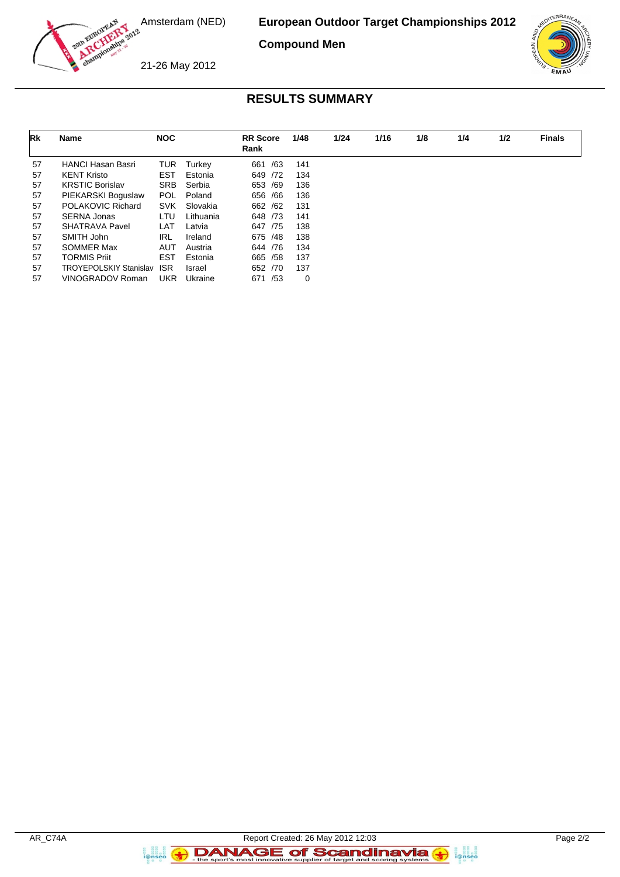## RESULTS SUMMARY

| Rk | Name | NOC | | RR Score Rank | 1/48 | 1/24 | 1/16 | 1/8 | 1/4 | 1/2 | Finals |
|---|---|---|---|---|---|---|---|---|---|---|---|
| 57 | HANCI Hasan Basri | TUR | Turkey | 661 /63 | 141 | | | | | | |
| 57 | KENT Kristo | EST | Estonia | 649 /72 | 134 | | | | | | |
| 57 | KRSTIC Borislav | SRB | Serbia | 653 /69 | 136 | | | | | | |
| 57 | PIEKARSKI Boguslaw | POL | Poland | 656 /66 | 136 | | | | | | |
| 57 | POLAKOVIC Richard | SVK | Slovakia | 662 /62 | 131 | | | | | | |
| 57 | SERNA Jonas | LTU | Lithuania | 648 /73 | 141 | | | | | | |
| 57 | SHATRAVA Pavel | LAT | Latvia | 647 /75 | 138 | | | | | | |
| 57 | SMITH John | IRL | Ireland | 675 /48 | 138 | | | | | | |
| 57 | SOMMER Max | AUT | Austria | 644 /76 | 134 | | | | | | |
| 57 | TORMIS Priit | EST | Estonia | 665 /58 | 137 | | | | | | |
| 57 | TROYEPOLSKIY Stanislav | ISR | Israel | 652 /70 | 137 | | | | | | |
| 57 | VINOGRADOV Roman | UKR | Ukraine | 671 /53 | 0 | | | | | | |

AR_C74A

Report Created: 26 May 2012 12:03